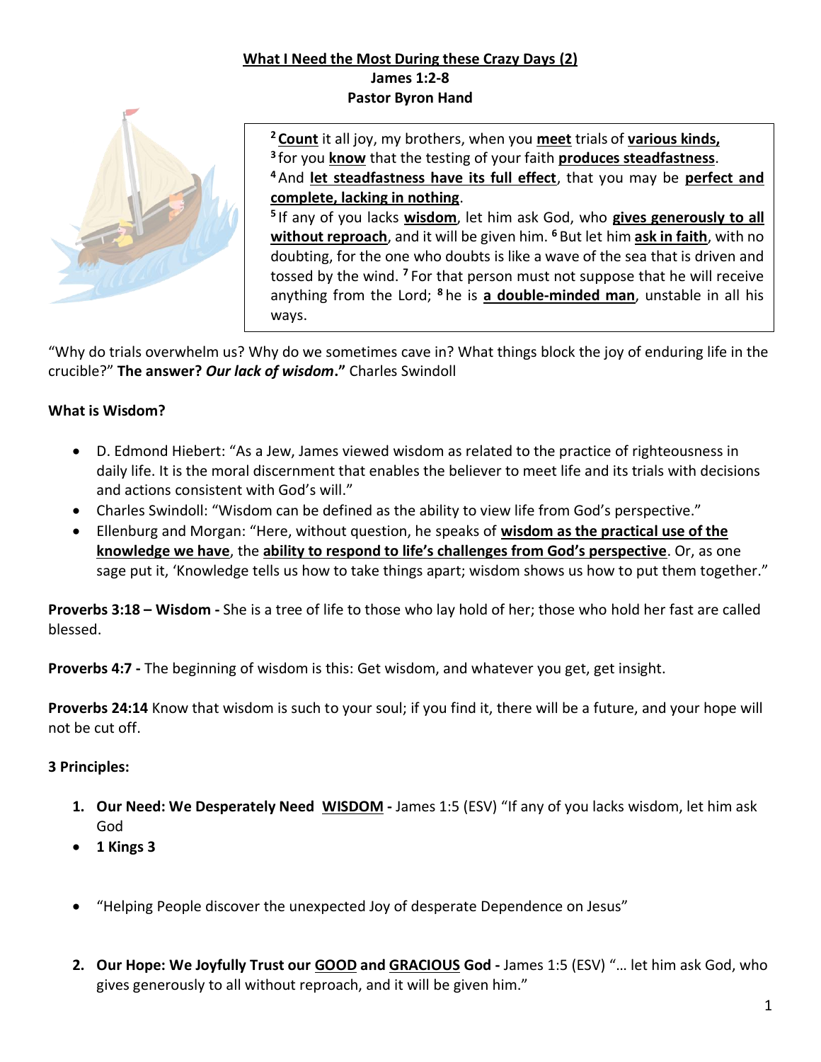**What I Need the Most During these Crazy Days (2)**
**James 1:2-8**
**Pastor Byron Hand**

> [2] **Count** it all joy, my brothers, when you **meet** trials of **various kinds,**
> [3] for you **know** that the testing of your faith **produces steadfastness**.
> [4] And **let steadfastness have its full effect**, that you may be **perfect and complete, lacking in nothing**.
> [5] If any of you lacks **wisdom**, let him ask God, who **gives generously to all without reproach**, and it will be given him. [6] But let him **ask in faith**, with no doubting, for the one who doubts is like a wave of the sea that is driven and tossed by the wind. [7] For that person must not suppose that he will receive anything from the Lord; [8] he is **a double-minded man**, unstable in all his ways.

"Why do trials overwhelm us? Why do we sometimes cave in? What things block the joy of enduring life in the crucible?" **The answer? *Our lack of wisdom*."** Charles Swindoll

**What is Wisdom?**

- D. Edmond Hiebert: "As a Jew, James viewed wisdom as related to the practice of righteousness in daily life. It is the moral discernment that enables the believer to meet life and its trials with decisions and actions consistent with God's will."
- Charles Swindoll: "Wisdom can be defined as the ability to view life from God's perspective."
- Ellenburg and Morgan: "Here, without question, he speaks of **wisdom as the practical use of the knowledge we have**, the **ability to respond to life's challenges from God's perspective**. Or, as one sage put it, 'Knowledge tells us how to take things apart; wisdom shows us how to put them together."

**Proverbs 3:18 – Wisdom -** She is a tree of life to those who lay hold of her; those who hold her fast are called blessed.

**Proverbs 4:7 -** The beginning of wisdom is this: Get wisdom, and whatever you get, get insight.

**Proverbs 24:14** Know that wisdom is such to your soul; if you find it, there will be a future, and your hope will not be cut off.

**3 Principles:**

1. **Our Need: We Desperately Need WISDOM -** James 1:5 (ESV) "If any of you lacks wisdom, let him ask God

- **1 Kings 3**

- "Helping People discover the unexpected Joy of desperate Dependence on Jesus"

2. **Our Hope: We Joyfully Trust our GOOD and GRACIOUS God -** James 1:5 (ESV) "… let him ask God, who gives generously to all without reproach, and it will be given him."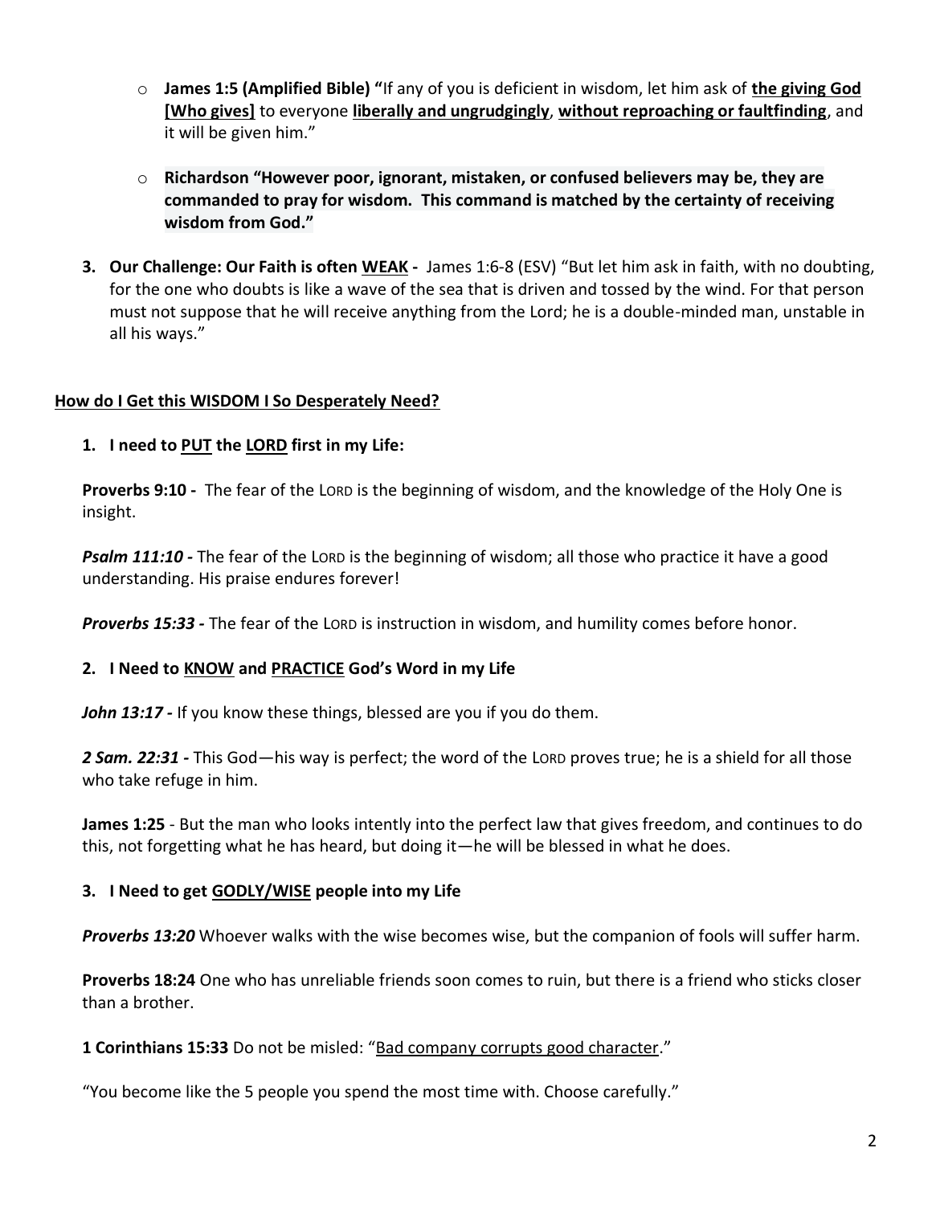- **James 1:5 (Amplified Bible) "**If any of you is deficient in wisdom, let him ask of **the giving God [Who gives]** to everyone **liberally and ungrudgingly**, **without reproaching or faultfinding**, and it will be given him."
- **Richardson "However poor, ignorant, mistaken, or confused believers may be, they are commanded to pray for wisdom. This command is matched by the certainty of receiving wisdom from God."**

3. **Our Challenge: Our Faith is often WEAK -** James 1:6-8 (ESV) "But let him ask in faith, with no doubting, for the one who doubts is like a wave of the sea that is driven and tossed by the wind. For that person must not suppose that he will receive anything from the Lord; he is a double-minded man, unstable in all his ways."

**How do I Get this WISDOM I So Desperately Need?**

1. **I need to PUT the LORD first in my Life:**

**Proverbs 9:10 -** The fear of the LORD is the beginning of wisdom, and the knowledge of the Holy One is insight.

***Psalm 111:10 -*** The fear of the LORD is the beginning of wisdom; all those who practice it have a good understanding. His praise endures forever!

***Proverbs 15:33 -*** The fear of the LORD is instruction in wisdom, and humility comes before honor.

2. **I Need to KNOW and PRACTICE God's Word in my Life**

***John 13:17 -*** If you know these things, blessed are you if you do them.

***2 Sam. 22:31 -*** This God—his way is perfect; the word of the LORD proves true; he is a shield for all those who take refuge in him.

**James 1:25** - But the man who looks intently into the perfect law that gives freedom, and continues to do this, not forgetting what he has heard, but doing it—he will be blessed in what he does.

3. **I Need to get GODLY/WISE people into my Life**

***Proverbs 13:20*** Whoever walks with the wise becomes wise, but the companion of fools will suffer harm.

**Proverbs 18:24** One who has unreliable friends soon comes to ruin, but there is a friend who sticks closer than a brother.

**1 Corinthians 15:33** Do not be misled: "Bad company corrupts good character."

"You become like the 5 people you spend the most time with. Choose carefully."